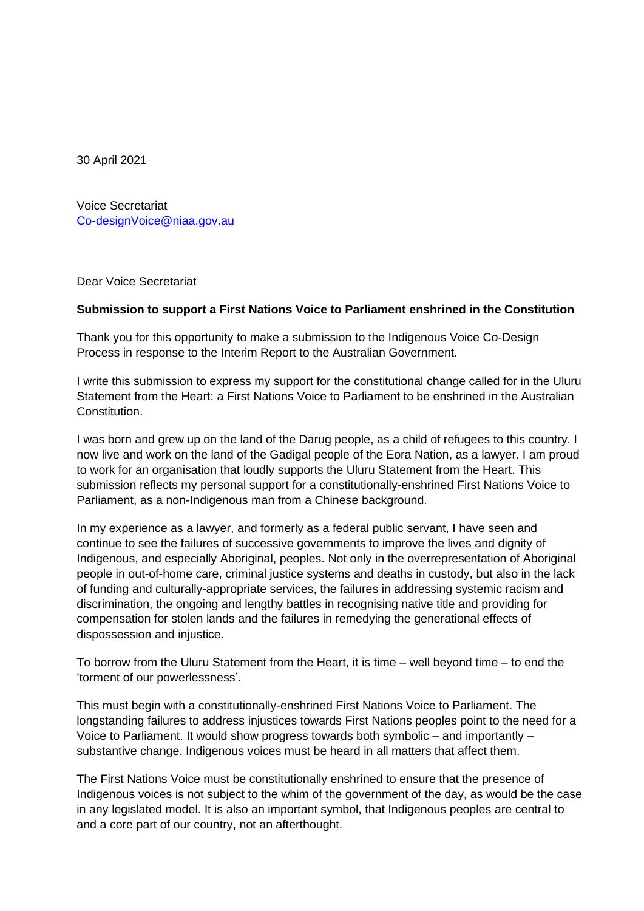30 April 2021

Voice Secretariat
Co-designVoice@niaa.gov.au

Dear Voice Secretariat

**Submission to support a First Nations Voice to Parliament enshrined in the Constitution**

Thank you for this opportunity to make a submission to the Indigenous Voice Co-Design Process in response to the Interim Report to the Australian Government.

I write this submission to express my support for the constitutional change called for in the Uluru Statement from the Heart: a First Nations Voice to Parliament to be enshrined in the Australian Constitution.

I was born and grew up on the land of the Darug people, as a child of refugees to this country. I now live and work on the land of the Gadigal people of the Eora Nation, as a lawyer. I am proud to work for an organisation that loudly supports the Uluru Statement from the Heart. This submission reflects my personal support for a constitutionally-enshrined First Nations Voice to Parliament, as a non-Indigenous man from a Chinese background.

In my experience as a lawyer, and formerly as a federal public servant, I have seen and continue to see the failures of successive governments to improve the lives and dignity of Indigenous, and especially Aboriginal, peoples. Not only in the overrepresentation of Aboriginal people in out-of-home care, criminal justice systems and deaths in custody, but also in the lack of funding and culturally-appropriate services, the failures in addressing systemic racism and discrimination, the ongoing and lengthy battles in recognising native title and providing for compensation for stolen lands and the failures in remedying the generational effects of dispossession and injustice.

To borrow from the Uluru Statement from the Heart, it is time – well beyond time – to end the 'torment of our powerlessness'.

This must begin with a constitutionally-enshrined First Nations Voice to Parliament. The longstanding failures to address injustices towards First Nations peoples point to the need for a Voice to Parliament. It would show progress towards both symbolic – and importantly – substantive change. Indigenous voices must be heard in all matters that affect them.

The First Nations Voice must be constitutionally enshrined to ensure that the presence of Indigenous voices is not subject to the whim of the government of the day, as would be the case in any legislated model. It is also an important symbol, that Indigenous peoples are central to and a core part of our country, not an afterthought.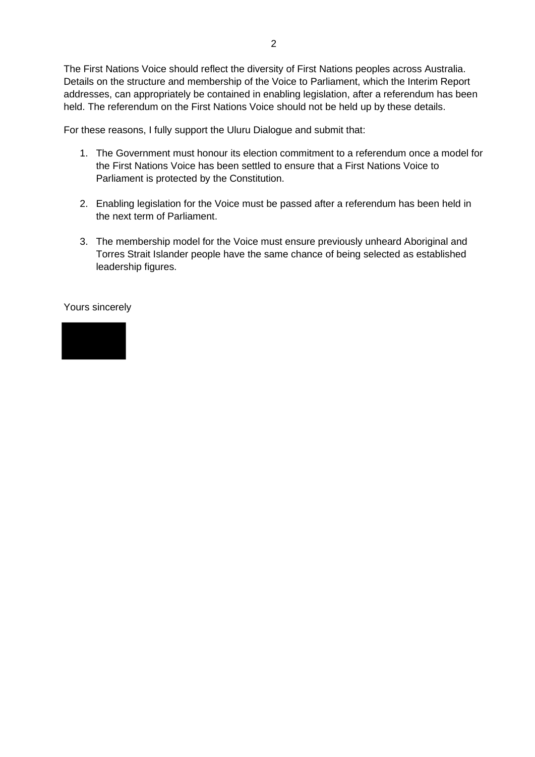The First Nations Voice should reflect the diversity of First Nations peoples across Australia. Details on the structure and membership of the Voice to Parliament, which the Interim Report addresses, can appropriately be contained in enabling legislation, after a referendum has been held. The referendum on the First Nations Voice should not be held up by these details.

For these reasons, I fully support the Uluru Dialogue and submit that:

1. The Government must honour its election commitment to a referendum once a model for the First Nations Voice has been settled to ensure that a First Nations Voice to Parliament is protected by the Constitution.

2. Enabling legislation for the Voice must be passed after a referendum has been held in the next term of Parliament.

3. The membership model for the Voice must ensure previously unheard Aboriginal and Torres Strait Islander people have the same chance of being selected as established leadership figures.

Yours sincerely